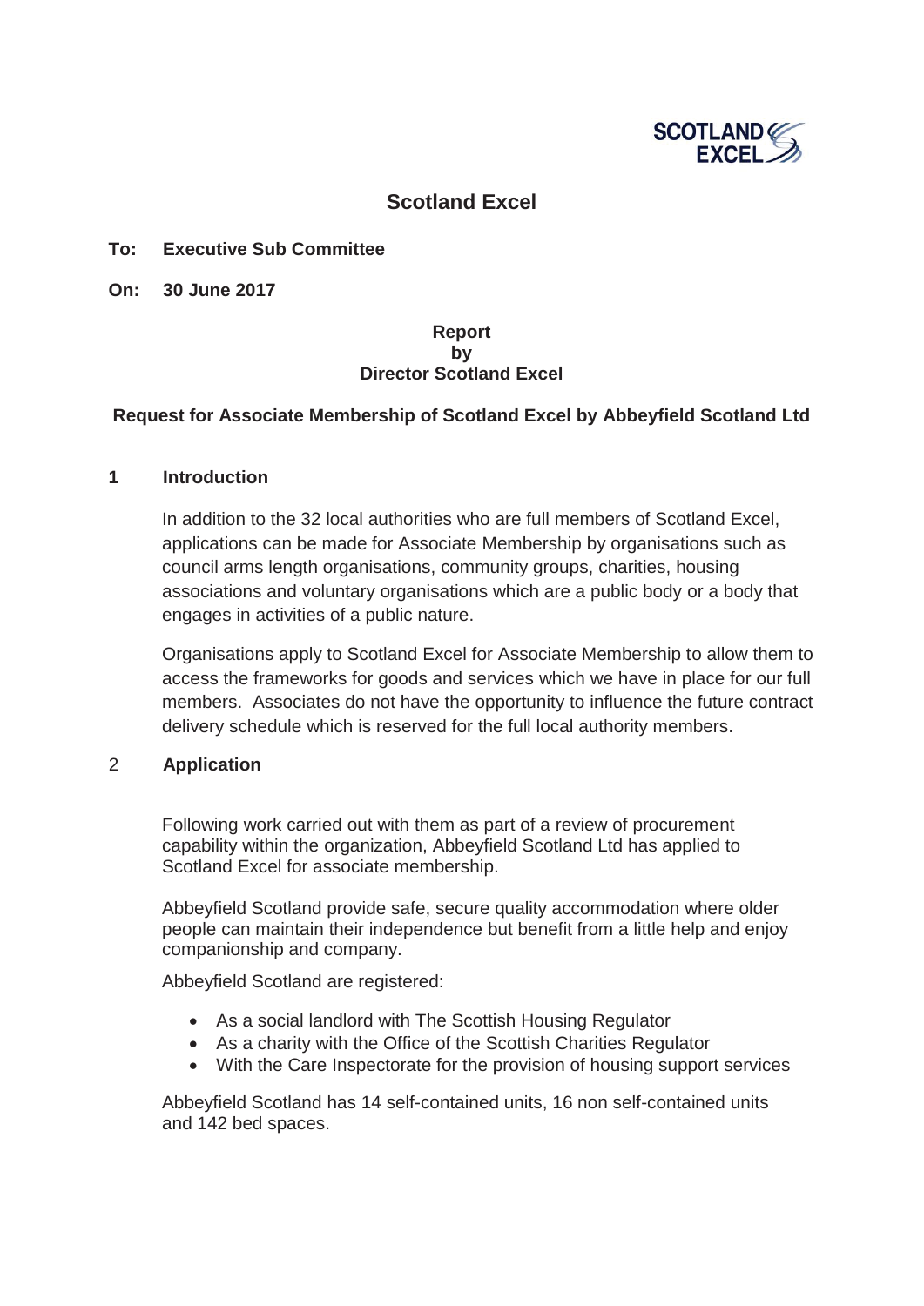# Scotland Excel

**To: Executive Sub Committee**

**On: 30 June 2017**

**Report**
**by**
**Director Scotland Excel**

**Request for Associate Membership of Scotland Excel by Abbeyfield Scotland Ltd**

## 1 Introduction

In addition to the 32 local authorities who are full members of Scotland Excel, applications can be made for Associate Membership by organisations such as council arms length organisations, community groups, charities, housing associations and voluntary organisations which are a public body or a body that engages in activities of a public nature.

Organisations apply to Scotland Excel for Associate Membership to allow them to access the frameworks for goods and services which we have in place for our full members. Associates do not have the opportunity to influence the future contract delivery schedule which is reserved for the full local authority members.

## 2 Application

Following work carried out with them as part of a review of procurement capability within the organization, Abbeyfield Scotland Ltd has applied to Scotland Excel for associate membership.

Abbeyfield Scotland provide safe, secure quality accommodation where older people can maintain their independence but benefit from a little help and enjoy companionship and company.

Abbeyfield Scotland are registered:

- As a social landlord with The Scottish Housing Regulator
- As a charity with the Office of the Scottish Charities Regulator
- With the Care Inspectorate for the provision of housing support services

Abbeyfield Scotland has 14 self-contained units, 16 non self-contained units and 142 bed spaces.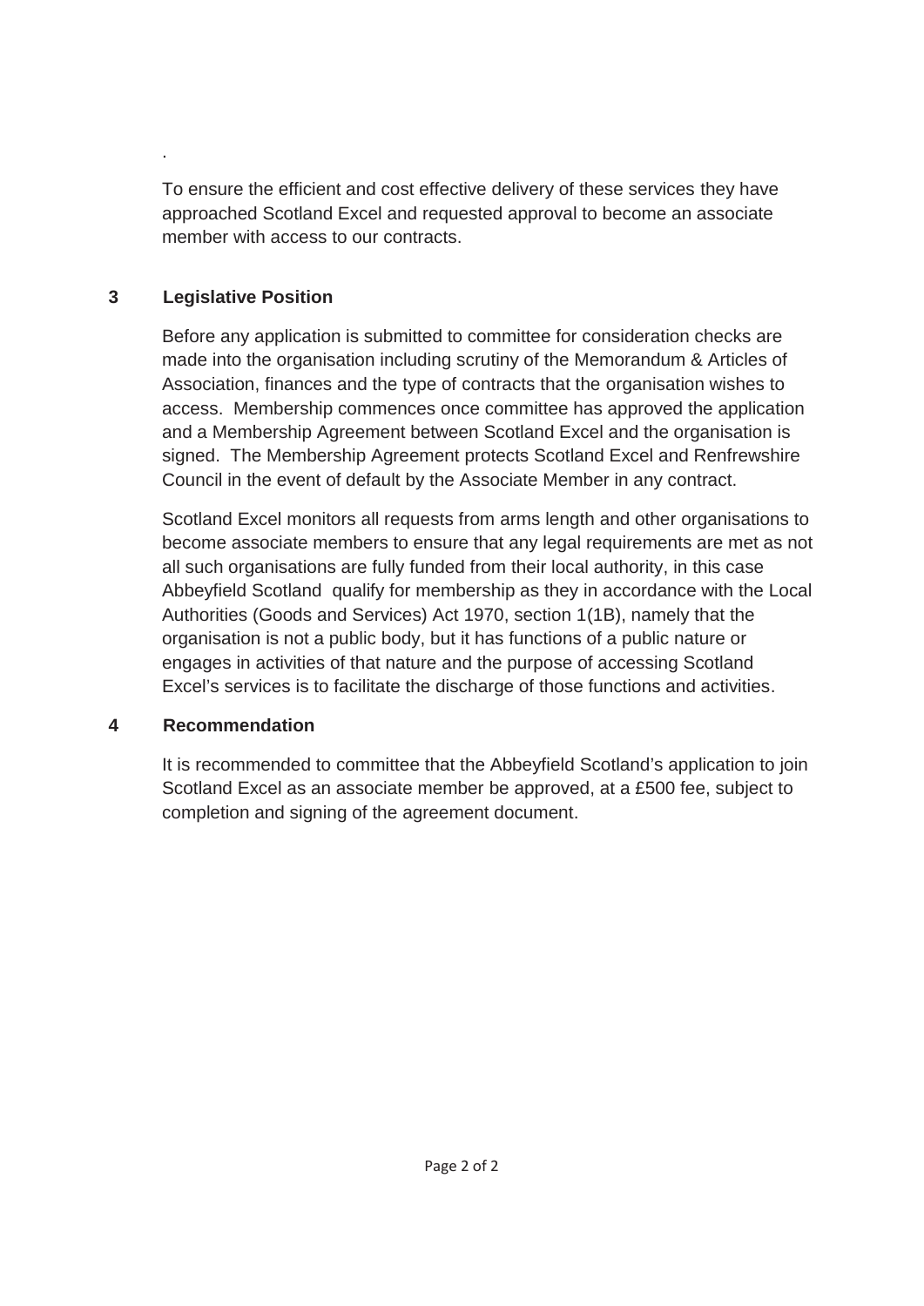.

To ensure the efficient and cost effective delivery of these services they have approached Scotland Excel and requested approval to become an associate member with access to our contracts.

## 3 Legislative Position

Before any application is submitted to committee for consideration checks are made into the organisation including scrutiny of the Memorandum & Articles of Association, finances and the type of contracts that the organisation wishes to access. Membership commences once committee has approved the application and a Membership Agreement between Scotland Excel and the organisation is signed. The Membership Agreement protects Scotland Excel and Renfrewshire Council in the event of default by the Associate Member in any contract.

Scotland Excel monitors all requests from arms length and other organisations to become associate members to ensure that any legal requirements are met as not all such organisations are fully funded from their local authority, in this case Abbeyfield Scotland qualify for membership as they in accordance with the Local Authorities (Goods and Services) Act 1970, section 1(1B), namely that the organisation is not a public body, but it has functions of a public nature or engages in activities of that nature and the purpose of accessing Scotland Excel's services is to facilitate the discharge of those functions and activities.

## 4 Recommendation

It is recommended to committee that the Abbeyfield Scotland's application to join Scotland Excel as an associate member be approved, at a £500 fee, subject to completion and signing of the agreement document.